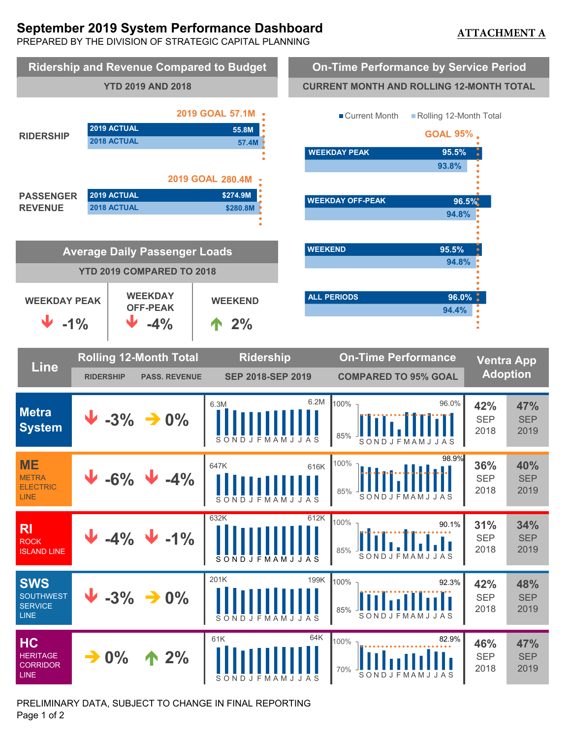# September 2019 System Performance Dashboard

PREPARED BY THE DIVISION OF STRATEGIC CAPITAL PLANNING

**ATTACHMENT A**

## Ridership and Revenue Compared to Budget

YTD 2019 AND 2018

RIDERSHIP
2019 GOAL 57.1M
2019 ACTUAL 55.8M
2018 ACTUAL 57.4M

PASSENGER REVENUE
2019 GOAL 280.4M
2019 ACTUAL $274.9M
2018 ACTUAL $280.8M

## On-Time Performance by Service Period

CURRENT MONTH AND ROLLING 12-MONTH TOTAL

Current Month
Rolling 12-Month Total
GOAL 95%

WEEKDAY PEAK 95.5%
93.8%

WEEKDAY OFF-PEAK 96.5%
94.8%

WEEKEND 95.5%
94.8%

ALL PERIODS 96.0%
94.4%

## Average Daily Passenger Loads

YTD 2019 COMPARED TO 2018

| WEEKDAY PEAK | WEEKDAY OFF-PEAK | WEEKEND |
|---|---|---|
| ↓ -1% | ↓ -4% | ↑ 2% |

## Line Performance

| Line | Rolling 12-Month Total: Ridership | Rolling 12-Month Total: Pass. Revenue | Ridership SEP 2018-SEP 2019 | On-Time Performance Compared to 95% Goal | Ventra App Adoption SEP 2018 | Ventra App Adoption SEP 2019 |
|---|---|---|---|---|---|---|
| Metra System | ↓ -3% | → 0% | 6.3M … 6.2M | 100% / 85%; 96.0% | 42% | 47% |
| ME METRA ELECTRIC LINE | ↓ -6% | ↓ -4% | 647K … 616K | 100% / 85%; 98.9% | 36% | 40% |
| RI ROCK ISLAND LINE | ↓ -4% | ↓ -1% | 632K … 612K | 100% / 85%; 90.1% | 31% | 34% |
| SWS SOUTHWEST SERVICE LINE | ↓ -3% | → 0% | 201K … 199K | 100% / 85%; 92.3% | 42% | 48% |
| HC HERITAGE CORRIDOR LINE | → 0% | ↑ 2% | 61K … 64K | 100% / 70%; 82.9% | 46% | 47% |

Chart months: S O N D J F M A M J J A S

PRELIMINARY DATA, SUBJECT TO CHANGE IN FINAL REPORTING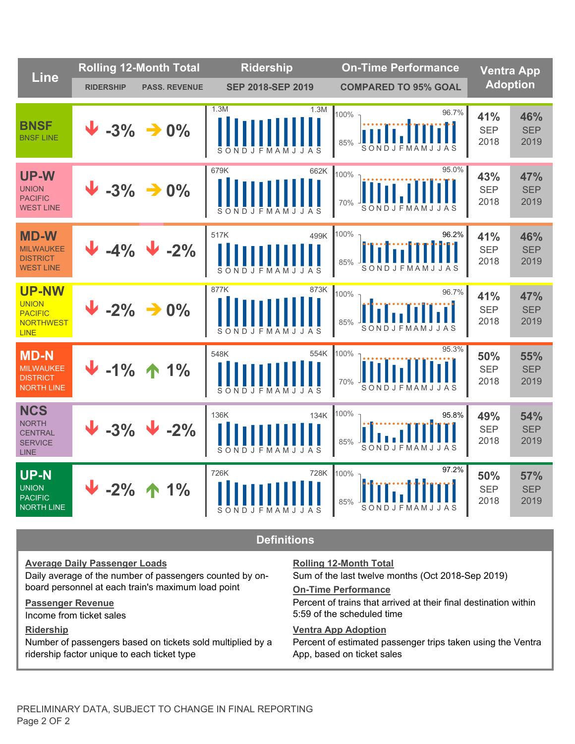| Line | Rolling 12-Month Total | | Ridership | On-Time Performance | Ventra App Adoption | |
|---|---|---|---|---|---|---|
| | RIDERSHIP | PASS. REVENUE | SEP 2018-SEP 2019 | COMPARED TO 95% GOAL | | |
| **BNSF** BNSF LINE | -3% | 0% | 1.3M … 1.3M | 96.7% | 41% SEP 2018 | 46% SEP 2019 |
| **UP-W** UNION PACIFIC WEST LINE | -3% | 0% | 679K … 662K | 95.0% | 43% SEP 2018 | 47% SEP 2019 |
| **MD-W** MILWAUKEE DISTRICT WEST LINE | -4% | -2% | 517K … 499K | 96.2% | 41% SEP 2018 | 46% SEP 2019 |
| **UP-NW** UNION PACIFIC NORTHWEST LINE | -2% | 0% | 877K … 873K | 96.7% | 41% SEP 2018 | 47% SEP 2019 |
| **MD-N** MILWAUKEE DISTRICT NORTH LINE | -1% | 1% | 548K … 554K | 95.3% | 50% SEP 2018 | 55% SEP 2019 |
| **NCS** NORTH CENTRAL SERVICE LINE | -3% | -2% | 136K … 134K | 95.8% | 49% SEP 2018 | 54% SEP 2019 |
| **UP-N** UNION PACIFIC NORTH LINE | -2% | 1% | 726K … 728K | 97.2% | 50% SEP 2018 | 57% SEP 2019 |

## Definitions

**Average Daily Passenger Loads**
Daily average of the number of passengers counted by on-board personnel at each train's maximum load point

**Passenger Revenue**
Income from ticket sales

**Ridership**
Number of passengers based on tickets sold multiplied by a ridership factor unique to each ticket type

**Rolling 12-Month Total**
Sum of the last twelve months (Oct 2018-Sep 2019)

**On-Time Performance**
Percent of trains that arrived at their final destination within 5:59 of the scheduled time

**Ventra App Adoption**
Percent of estimated passenger trips taken using the Ventra App, based on ticket sales

PRELIMINARY DATA, SUBJECT TO CHANGE IN FINAL REPORTING